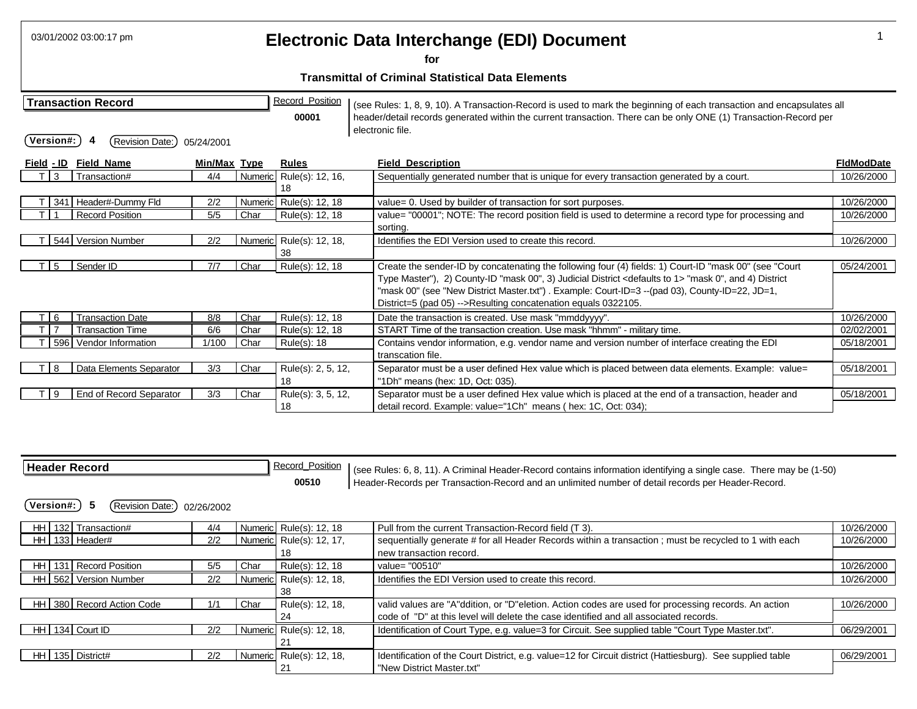03/01/2002 03:00:17 pm

# Electronic Data Interchange (EDI) Document

**for**

**Transmittal of Criminal Statistical Data Elements**

## Transaction Record

Record Position **00001**

(see Rules: 1, 8, 9, 10). A Transaction-Record is used to mark the beginning of each transaction and encapsulates all header/detail records generated within the current transaction. There can be only ONE (1) Transaction-Record per electronic file.

**Version#:** 4 Revision Date: 05/24/2001

| Field | - ID | Field_Name | Min/Max | Type | Rules | Field_Description | FldModDate |
|---|---|---|---|---|---|---|---|
| T | 3 | Transaction# | 4/4 | Numeric | Rule(s): 12, 16, 18 | Sequentially generated number that is unique for every transaction generated by a court. | 10/26/2000 |
| T | 341 | Header#-Dummy Fld | 2/2 | Numeric | Rule(s): 12, 18 | value= 0. Used by builder of transaction for sort purposes. | 10/26/2000 |
| T | 1 | Record Position | 5/5 | Char | Rule(s): 12, 18 | value= "00001"; NOTE: The record position field is used to determine a record type for processing and sorting. | 10/26/2000 |
| T | 544 | Version Number | 2/2 | Numeric | Rule(s): 12, 18, 38 | Identifies the EDI Version used to create this record. | 10/26/2000 |
| T | 5 | Sender ID | 7/7 | Char | Rule(s): 12, 18 | Create the sender-ID by concatenating the following four (4) fields: 1) Court-ID "mask 00" (see "Court Type Master"), 2) County-ID "mask 00", 3) Judicial District <defaults to 1> "mask 0", and 4) District "mask 00" (see "New District Master.txt") . Example: Court-ID=3 --(pad 03), County-ID=22, JD=1, District=5 (pad 05) -->Resulting concatenation equals 0322105. | 05/24/2001 |
| T | 6 | Transaction Date | 8/8 | Char | Rule(s): 12, 18 | Date the transaction is created. Use mask "mmddyyyy". | 10/26/2000 |
| T | 7 | Transaction Time | 6/6 | Char | Rule(s): 12, 18 | START Time of the transaction creation. Use mask "hhmm" - military time. | 02/02/2001 |
| T | 596 | Vendor Information | 1/100 | Char | Rule(s): 18 | Contains vendor information, e.g. vendor name and version number of interface creating the EDI transcation file. | 05/18/2001 |
| T | 8 | Data Elements Separator | 3/3 | Char | Rule(s): 2, 5, 12, 18 | Separator must be a user defined Hex value which is placed between data elements. Example: value= "1Dh" means (hex: 1D, Oct: 035). | 05/18/2001 |
| T | 9 | End of Record Separator | 3/3 | Char | Rule(s): 3, 5, 12, 18 | Separator must be a user defined Hex value which is placed at the end of a transaction, header and detail record. Example: value="1Ch" means ( hex: 1C, Oct: 034); | 05/18/2001 |

## Header Record

Record_Position **00510**

(see Rules: 6, 8, 11). A Criminal Header-Record contains information identifying a single case. There may be (1-50) Header-Records per Transaction-Record and an unlimited number of detail records per Header-Record.

**Version#:** 5 Revision Date: 02/26/2002

| Field | - ID | Field_Name | Min/Max | Type | Rules | Field_Description | FldModDate |
|---|---|---|---|---|---|---|---|
| HH | 132 | Transaction# | 4/4 | Numeric | Rule(s): 12, 18 | Pull from the current Transaction-Record field (T 3). | 10/26/2000 |
| HH | 133 | Header# | 2/2 | Numeric | Rule(s): 12, 17, 18 | sequentially generate # for all Header Records within a transaction ; must be recycled to 1 with each new transaction record. | 10/26/2000 |
| HH | 131 | Record Position | 5/5 | Char | Rule(s): 12, 18 | value= "00510" | 10/26/2000 |
| HH | 562 | Version Number | 2/2 | Numeric | Rule(s): 12, 18, 38 | Identifies the EDI Version used to create this record. | 10/26/2000 |
| HH | 380 | Record Action Code | 1/1 | Char | Rule(s): 12, 18, 24 | valid values are "A"ddition, or "D"eletion. Action codes are used for processing records. An action code of "D" at this level will delete the case identified and all associated records. | 10/26/2000 |
| HH | 134 | Court ID | 2/2 | Numeric | Rule(s): 12, 18, 21 | Identification of Court Type, e.g. value=3 for Circuit. See supplied table "Court Type Master.txt". | 06/29/2001 |
| HH | 135 | District# | 2/2 | Numeric | Rule(s): 12, 18, 21 | Identification of the Court District, e.g. value=12 for Circuit district (Hattiesburg). See supplied table "New District Master.txt" | 06/29/2001 |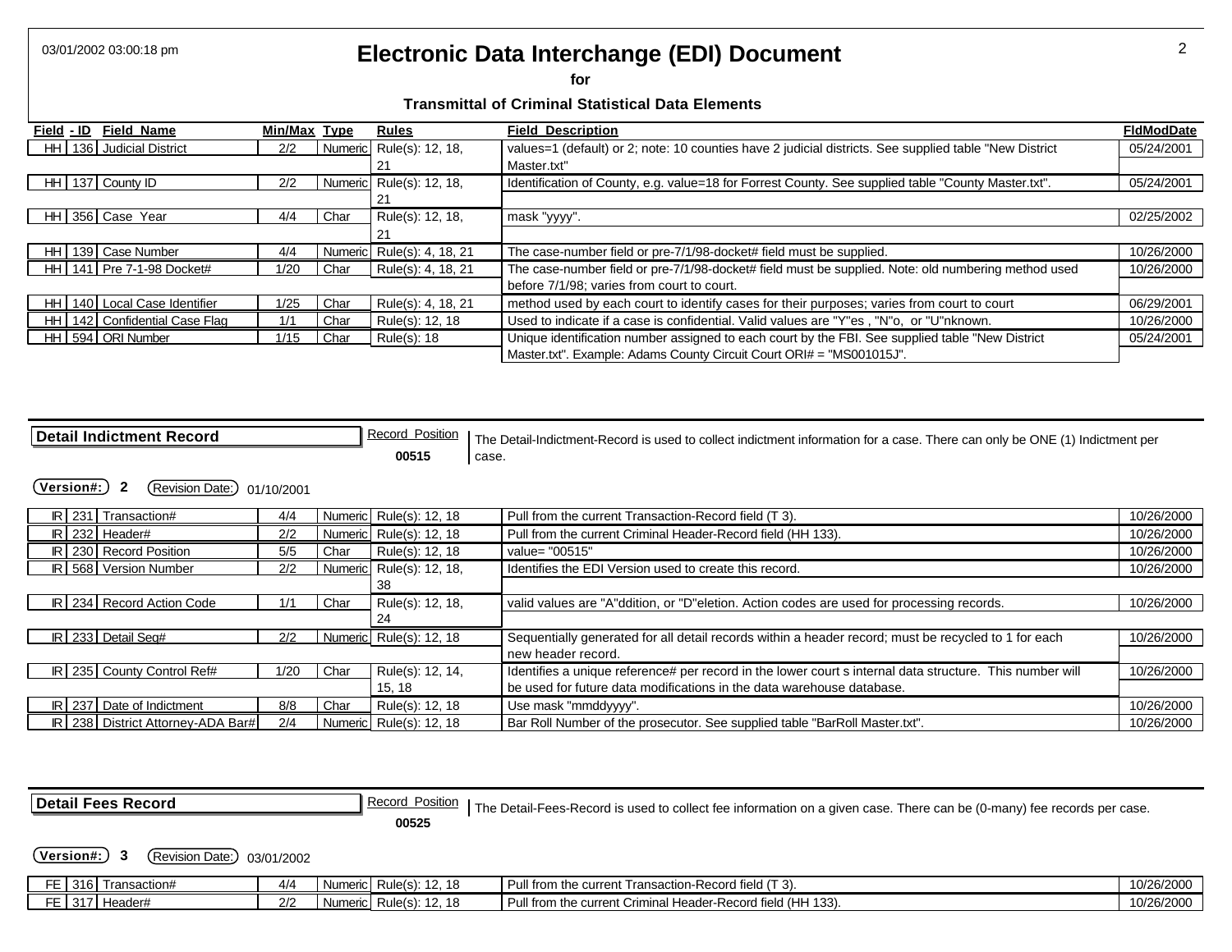# Electronic Data Interchange (EDI) Document

**for**

**Transmittal of Criminal Statistical Data Elements**

| Field | ID | Field Name | Min/Max | Type | Rules | Field Description | FldModDate |
|---|---|---|---|---|---|---|---|
| HH | 136 | Judicial District | 2/2 | Numeric | Rule(s): 12, 18, 21 | values=1 (default) or 2; note: 10 counties have 2 judicial districts. See supplied table "New District Master.txt" | 05/24/2001 |
| HH | 137 | County ID | 2/2 | Numeric | Rule(s): 12, 18, 21 | Identification of County, e.g. value=18 for Forrest County. See supplied table "County Master.txt". | 05/24/2001 |
| HH | 356 | Case Year | 4/4 | Char | Rule(s): 12, 18, 21 | mask "yyyy". | 02/25/2002 |
| HH | 139 | Case Number | 4/4 | Numeric | Rule(s): 4, 18, 21 | The case-number field or pre-7/1/98-docket# field must be supplied. | 10/26/2000 |
| HH | 141 | Pre 7-1-98 Docket# | 1/20 | Char | Rule(s): 4, 18, 21 | The case-number field or pre-7/1/98-docket# field must be supplied. Note: old numbering method used before 7/1/98; varies from court to court. | 10/26/2000 |
| HH | 140 | Local Case Identifier | 1/25 | Char | Rule(s): 4, 18, 21 | method used by each court to identify cases for their purposes; varies from court to court | 06/29/2001 |
| HH | 142 | Confidential Case Flag | 1/1 | Char | Rule(s): 12, 18 | Used to indicate if a case is confidential. Valid values are "Y"es , "N"o, or "U"nknown. | 10/26/2000 |
| HH | 594 | ORI Number | 1/15 | Char | Rule(s): 18 | Unique identification number assigned to each court by the FBI. See supplied table "New District Master.txt". Example: Adams County Circuit Court ORI# = "MS001015J". | 05/24/2001 |

## Detail Indictment Record

Record Position **00515**

The Detail-Indictment-Record is used to collect indictment information for a case. There can only be ONE (1) Indictment per case.

**Version#: 2** Revision Date: 01/10/2001

| Field | ID | Field Name | Min/Max | Type | Rules | Field Description | FldModDate |
|---|---|---|---|---|---|---|---|
| IR | 231 | Transaction# | 4/4 | Numeric | Rule(s): 12, 18 | Pull from the current Transaction-Record field (T 3). | 10/26/2000 |
| IR | 232 | Header# | 2/2 | Numeric | Rule(s): 12, 18 | Pull from the current Criminal Header-Record field (HH 133). | 10/26/2000 |
| IR | 230 | Record Position | 5/5 | Char | Rule(s): 12, 18 | value= "00515" | 10/26/2000 |
| IR | 568 | Version Number | 2/2 | Numeric | Rule(s): 12, 18, 38 | Identifies the EDI Version used to create this record. | 10/26/2000 |
| IR | 234 | Record Action Code | 1/1 | Char | Rule(s): 12, 18, 24 | valid values are "A"ddition, or "D"eletion. Action codes are used for processing records. | 10/26/2000 |
| IR | 233 | Detail Seq# | 2/2 | Numeric | Rule(s): 12, 18 | Sequentially generated for all detail records within a header record; must be recycled to 1 for each new header record. | 10/26/2000 |
| IR | 235 | County Control Ref# | 1/20 | Char | Rule(s): 12, 14, 15, 18 | Identifies a unique reference# per record in the lower court s internal data structure. This number will be used for future data modifications in the data warehouse database. | 10/26/2000 |
| IR | 237 | Date of Indictment | 8/8 | Char | Rule(s): 12, 18 | Use mask "mmddyyyy". | 10/26/2000 |
| IR | 238 | District Attorney-ADA Bar# | 2/4 | Numeric | Rule(s): 12, 18 | Bar Roll Number of the prosecutor. See supplied table "BarRoll Master.txt". | 10/26/2000 |

## Detail Fees Record

Record Position **00525**

The Detail-Fees-Record is used to collect fee information on a given case. There can be (0-many) fee records per case.

**Version#: 3** Revision Date: 03/01/2002

| Field | ID | Field Name | Min/Max | Type | Rules | Field Description | FldModDate |
|---|---|---|---|---|---|---|---|
| FE | 316 | Transaction# | 4/4 | Numeric | Rule(s): 12, 18 | Pull from the current Transaction-Record field (T 3). | 10/26/2000 |
| FE | 317 | Header# | 2/2 | Numeric | Rule(s): 12, 18 | Pull from the current Criminal Header-Record field (HH 133). | 10/26/2000 |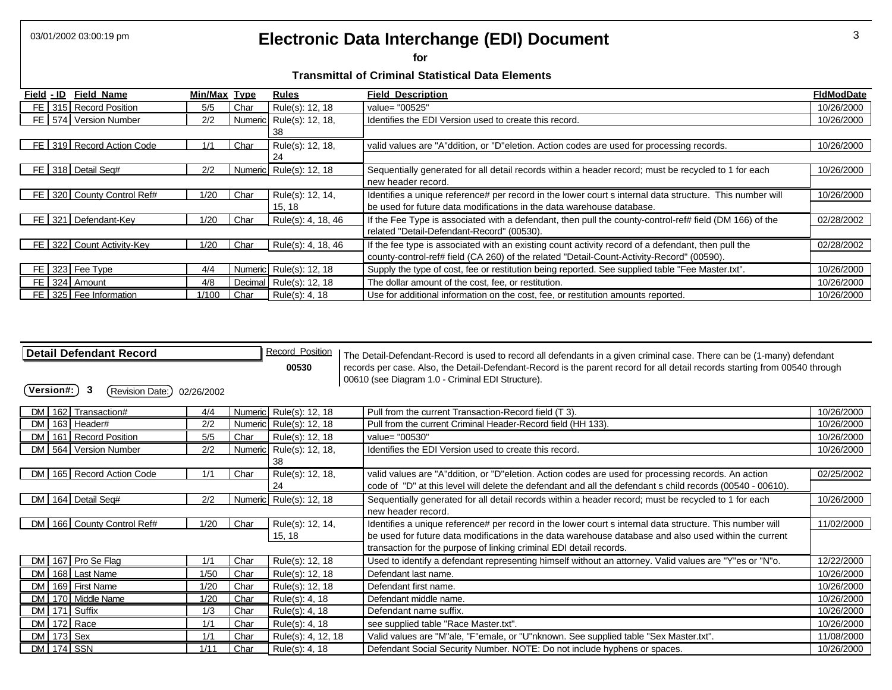# Electronic Data Interchange (EDI) Document

**for**

**Transmittal of Criminal Statistical Data Elements**

| Field | - ID | Field Name | Min/Max | Type | Rules | Field Description | FldModDate |
|---|---|---|---|---|---|---|---|
| FE | 315 | Record Position | 5/5 | Char | Rule(s): 12, 18 | value= "00525" | 10/26/2000 |
| FE | 574 | Version Number | 2/2 | Numeric | Rule(s): 12, 18, 38 | Identifies the EDI Version used to create this record. | 10/26/2000 |
| FE | 319 | Record Action Code | 1/1 | Char | Rule(s): 12, 18, 24 | valid values are "A"ddition, or "D"eletion. Action codes are used for processing records. | 10/26/2000 |
| FE | 318 | Detail Seq# | 2/2 | Numeric | Rule(s): 12, 18 | Sequentially generated for all detail records within a header record; must be recycled to 1 for each new header record. | 10/26/2000 |
| FE | 320 | County Control Ref# | 1/20 | Char | Rule(s): 12, 14, 15, 18 | Identifies a unique reference# per record in the lower court s internal data structure. This number will be used for future data modifications in the data warehouse database. | 10/26/2000 |
| FE | 321 | Defendant-Key | 1/20 | Char | Rule(s): 4, 18, 46 | If the Fee Type is associated with a defendant, then pull the county-control-ref# field (DM 166) of the related "Detail-Defendant-Record" (00530). | 02/28/2002 |
| FE | 322 | Count Activity-Key | 1/20 | Char | Rule(s): 4, 18, 46 | If the fee type is associated with an existing count activity record of a defendant, then pull the county-control-ref# field (CA 260) of the related "Detail-Count-Activity-Record" (00590). | 02/28/2002 |
| FE | 323 | Fee Type | 4/4 | Numeric | Rule(s): 12, 18 | Supply the type of cost, fee or restitution being reported. See supplied table "Fee Master.txt". | 10/26/2000 |
| FE | 324 | Amount | 4/8 | Decimal | Rule(s): 12, 18 | The dollar amount of the cost, fee, or restitution. | 10/26/2000 |
| FE | 325 | Fee Information | 1/100 | Char | Rule(s): 4, 18 | Use for additional information on the cost, fee, or restitution amounts reported. | 10/26/2000 |

## Detail Defendant Record

Record Position: **00530**

The Detail-Defendant-Record is used to record all defendants in a given criminal case. There can be (1-many) defendant records per case. Also, the Detail-Defendant-Record is the parent record for all detail records starting from 00540 through 00610 (see Diagram 1.0 - Criminal EDI Structure).

Version#: **3** Revision Date: 02/26/2002

| Field | - ID | Field Name | Min/Max | Type | Rules | Field Description | FldModDate |
|---|---|---|---|---|---|---|---|
| DM | 162 | Transaction# | 4/4 | Numeric | Rule(s): 12, 18 | Pull from the current Transaction-Record field (T 3). | 10/26/2000 |
| DM | 163 | Header# | 2/2 | Numeric | Rule(s): 12, 18 | Pull from the current Criminal Header-Record field (HH 133). | 10/26/2000 |
| DM | 161 | Record Position | 5/5 | Char | Rule(s): 12, 18 | value= "00530" | 10/26/2000 |
| DM | 564 | Version Number | 2/2 | Numeric | Rule(s): 12, 18, 38 | Identifies the EDI Version used to create this record. | 10/26/2000 |
| DM | 165 | Record Action Code | 1/1 | Char | Rule(s): 12, 18, 24 | valid values are "A"ddition, or "D"eletion. Action codes are used for processing records. An action code of "D" at this level will delete the defendant and all the defendant s child records (00540 - 00610). | 02/25/2002 |
| DM | 164 | Detail Seq# | 2/2 | Numeric | Rule(s): 12, 18 | Sequentially generated for all detail records within a header record; must be recycled to 1 for each new header record. | 10/26/2000 |
| DM | 166 | County Control Ref# | 1/20 | Char | Rule(s): 12, 14, 15, 18 | Identifies a unique reference# per record in the lower court s internal data structure. This number will be used for future data modifications in the data warehouse database and also used within the current transaction for the purpose of linking criminal EDI detail records. | 11/02/2000 |
| DM | 167 | Pro Se Flag | 1/1 | Char | Rule(s): 12, 18 | Used to identify a defendant representing himself without an attorney. Valid values are "Y"es or "N"o. | 12/22/2000 |
| DM | 168 | Last Name | 1/50 | Char | Rule(s): 12, 18 | Defendant last name. | 10/26/2000 |
| DM | 169 | First Name | 1/20 | Char | Rule(s): 12, 18 | Defendant first name. | 10/26/2000 |
| DM | 170 | Middle Name | 1/20 | Char | Rule(s): 4, 18 | Defendant middle name. | 10/26/2000 |
| DM | 171 | Suffix | 1/3 | Char | Rule(s): 4, 18 | Defendant name suffix. | 10/26/2000 |
| DM | 172 | Race | 1/1 | Char | Rule(s): 4, 18 | see supplied table "Race Master.txt". | 10/26/2000 |
| DM | 173 | Sex | 1/1 | Char | Rule(s): 4, 12, 18 | Valid values are "M"ale, "F"emale, or "U"nknown. See supplied table "Sex Master.txt". | 11/08/2000 |
| DM | 174 | SSN | 1/11 | Char | Rule(s): 4, 18 | Defendant Social Security Number. NOTE: Do not include hyphens or spaces. | 10/26/2000 |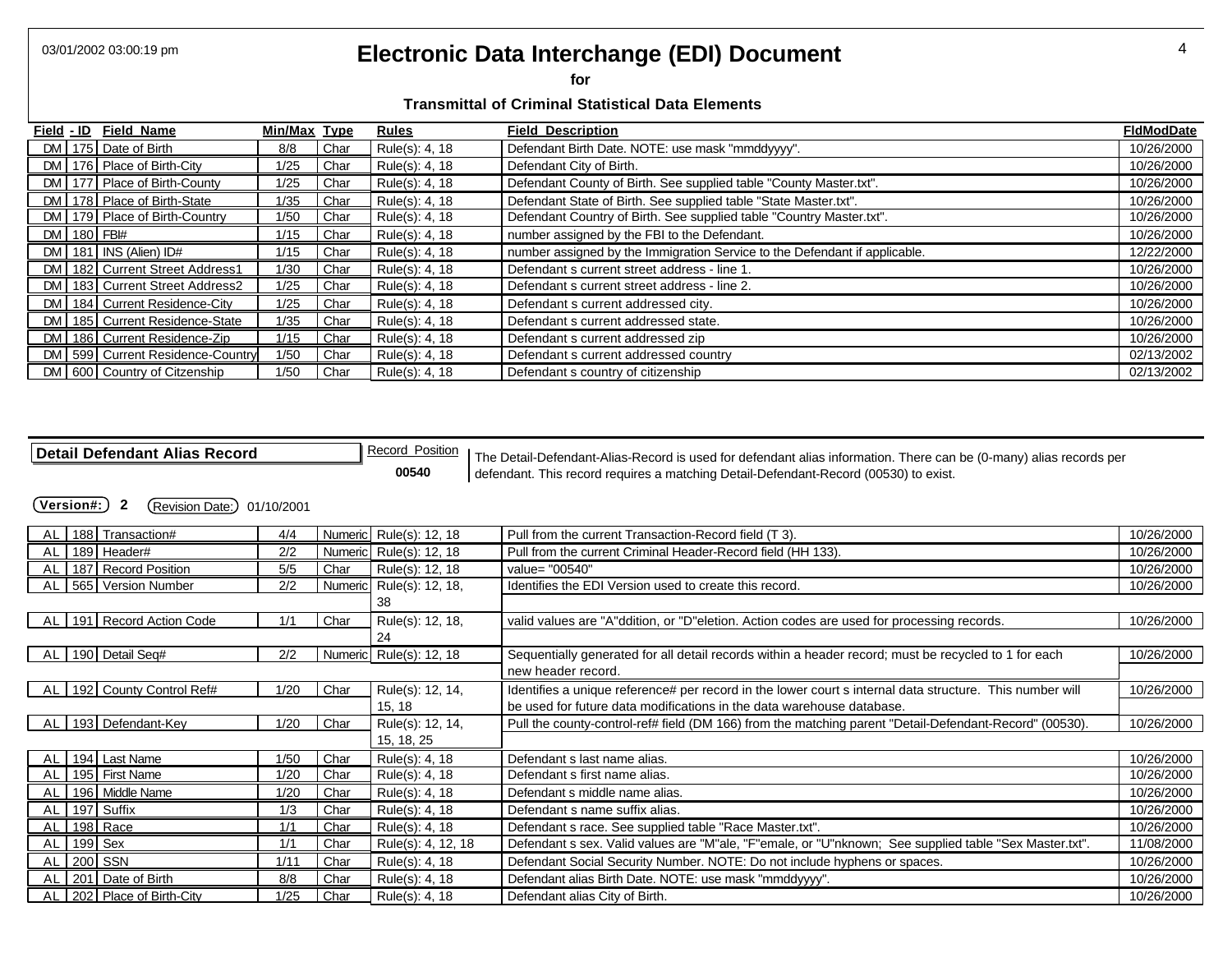# Electronic Data Interchange (EDI) Document

**for**

**Transmittal of Criminal Statistical Data Elements**

| Field | - ID | Field Name | Min/Max | Type | Rules | Field Description | FldModDate |
|---|---|---|---|---|---|---|---|
| DM | 175 | Date of Birth | 8/8 | Char | Rule(s): 4, 18 | Defendant Birth Date. NOTE: use mask "mmddyyyy". | 10/26/2000 |
| DM | 176 | Place of Birth-City | 1/25 | Char | Rule(s): 4, 18 | Defendant City of Birth. | 10/26/2000 |
| DM | 177 | Place of Birth-County | 1/25 | Char | Rule(s): 4, 18 | Defendant County of Birth. See supplied table "County Master.txt". | 10/26/2000 |
| DM | 178 | Place of Birth-State | 1/35 | Char | Rule(s): 4, 18 | Defendant State of Birth. See supplied table "State Master.txt". | 10/26/2000 |
| DM | 179 | Place of Birth-Country | 1/50 | Char | Rule(s): 4, 18 | Defendant Country of Birth. See supplied table "Country Master.txt". | 10/26/2000 |
| DM | 180 | FBI# | 1/15 | Char | Rule(s): 4, 18 | number assigned by the FBI to the Defendant. | 10/26/2000 |
| DM | 181 | INS (Alien) ID# | 1/15 | Char | Rule(s): 4, 18 | number assigned by the Immigration Service to the Defendant if applicable. | 12/22/2000 |
| DM | 182 | Current Street Address1 | 1/30 | Char | Rule(s): 4, 18 | Defendant s current street address - line 1. | 10/26/2000 |
| DM | 183 | Current Street Address2 | 1/25 | Char | Rule(s): 4, 18 | Defendant s current street address - line 2. | 10/26/2000 |
| DM | 184 | Current Residence-City | 1/25 | Char | Rule(s): 4, 18 | Defendant s current addressed city. | 10/26/2000 |
| DM | 185 | Current Residence-State | 1/35 | Char | Rule(s): 4, 18 | Defendant s current addressed state. | 10/26/2000 |
| DM | 186 | Current Residence-Zip | 1/15 | Char | Rule(s): 4, 18 | Defendant s current addressed zip | 10/26/2000 |
| DM | 599 | Current Residence-Country | 1/50 | Char | Rule(s): 4, 18 | Defendant s current addressed country | 02/13/2002 |
| DM | 600 | Country of Citzenship | 1/50 | Char | Rule(s): 4, 18 | Defendant s country of citizenship | 02/13/2002 |

## Detail Defendant Alias Record

Record Position: **00540**

The Detail-Defendant-Alias-Record is used for defendant alias information. There can be (0-many) alias records per defendant. This record requires a matching Detail-Defendant-Record (00530) to exist.

**Version#: 2** Revision Date: 01/10/2001

| Field | - ID | Field Name | Min/Max | Type | Rules | Field Description | FldModDate |
|---|---|---|---|---|---|---|---|
| AL | 188 | Transaction# | 4/4 | Numeric | Rule(s): 12, 18 | Pull from the current Transaction-Record field (T 3). | 10/26/2000 |
| AL | 189 | Header# | 2/2 | Numeric | Rule(s): 12, 18 | Pull from the current Criminal Header-Record field (HH 133). | 10/26/2000 |
| AL | 187 | Record Position | 5/5 | Char | Rule(s): 12, 18 | value= "00540" | 10/26/2000 |
| AL | 565 | Version Number | 2/2 | Numeric | Rule(s): 12, 18, 38 | Identifies the EDI Version used to create this record. | 10/26/2000 |
| AL | 191 | Record Action Code | 1/1 | Char | Rule(s): 12, 18, 24 | valid values are "A"ddition, or "D"eletion. Action codes are used for processing records. | 10/26/2000 |
| AL | 190 | Detail Seq# | 2/2 | Numeric | Rule(s): 12, 18 | Sequentially generated for all detail records within a header record; must be recycled to 1 for each new header record. | 10/26/2000 |
| AL | 192 | County Control Ref# | 1/20 | Char | Rule(s): 12, 14, 15, 18 | Identifies a unique reference# per record in the lower court s internal data structure. This number will be used for future data modifications in the data warehouse database. | 10/26/2000 |
| AL | 193 | Defendant-Key | 1/20 | Char | Rule(s): 12, 14, 15, 18, 25 | Pull the county-control-ref# field (DM 166) from the matching parent "Detail-Defendant-Record" (00530). | 10/26/2000 |
| AL | 194 | Last Name | 1/50 | Char | Rule(s): 4, 18 | Defendant s last name alias. | 10/26/2000 |
| AL | 195 | First Name | 1/20 | Char | Rule(s): 4, 18 | Defendant s first name alias. | 10/26/2000 |
| AL | 196 | Middle Name | 1/20 | Char | Rule(s): 4, 18 | Defendant s middle name alias. | 10/26/2000 |
| AL | 197 | Suffix | 1/3 | Char | Rule(s): 4, 18 | Defendant s name suffix alias. | 10/26/2000 |
| AL | 198 | Race | 1/1 | Char | Rule(s): 4, 18 | Defendant s race. See supplied table "Race Master.txt". | 10/26/2000 |
| AL | 199 | Sex | 1/1 | Char | Rule(s): 4, 12, 18 | Defendant s sex. Valid values are "M"ale, "F"emale, or "U"nknown; See supplied table "Sex Master.txt". | 11/08/2000 |
| AL | 200 | SSN | 1/11 | Char | Rule(s): 4, 18 | Defendant Social Security Number. NOTE: Do not include hyphens or spaces. | 10/26/2000 |
| AL | 201 | Date of Birth | 8/8 | Char | Rule(s): 4, 18 | Defendant alias Birth Date. NOTE: use mask "mmddyyyy". | 10/26/2000 |
| AL | 202 | Place of Birth-City | 1/25 | Char | Rule(s): 4, 18 | Defendant alias City of Birth. | 10/26/2000 |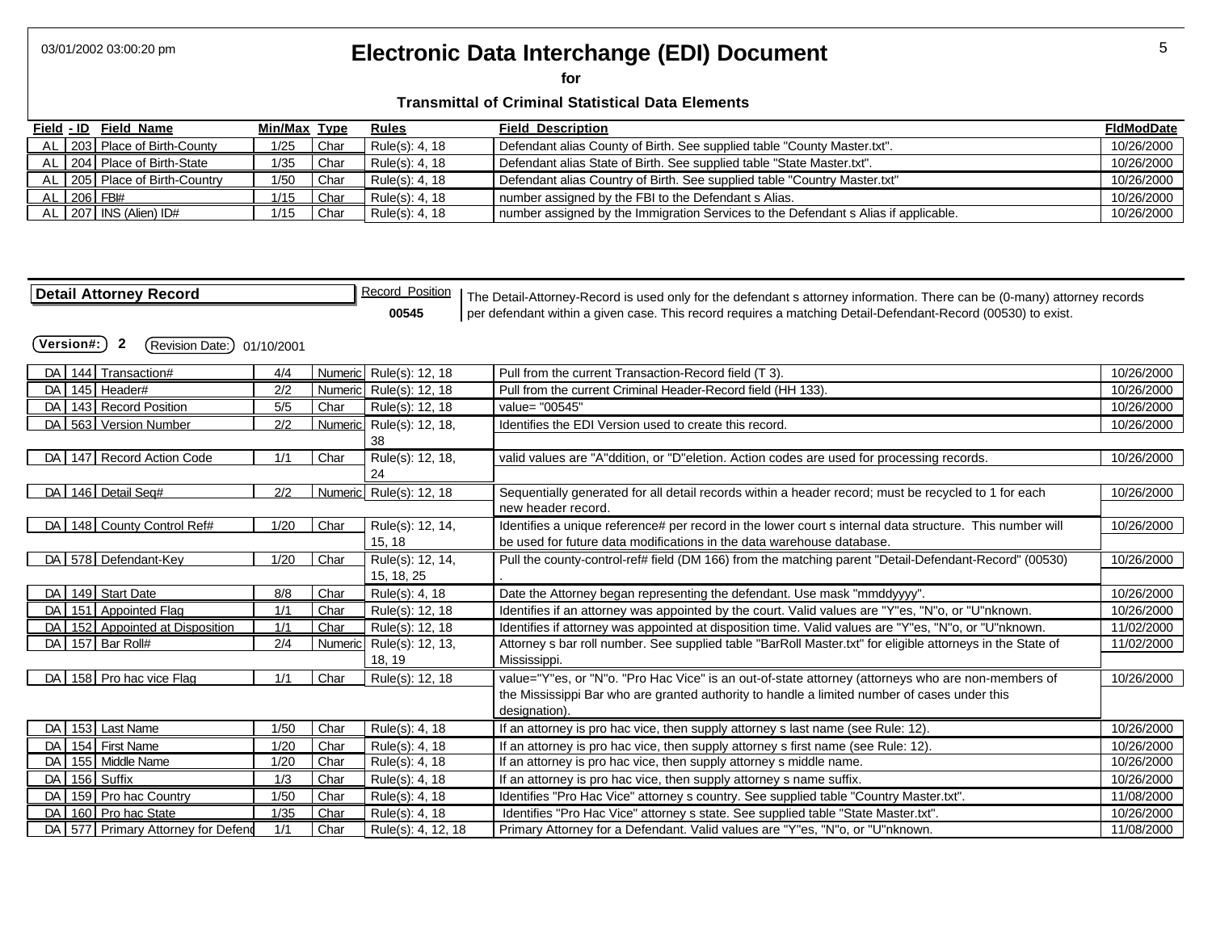# Electronic Data Interchange (EDI) Document

**for**

**Transmittal of Criminal Statistical Data Elements**

| Field | - ID | Field Name | Min/Max | Type | Rules | Field Description | FldModDate |
|---|---|---|---|---|---|---|---|
| AL | 203 | Place of Birth-County | 1/25 | Char | Rule(s): 4, 18 | Defendant alias County of Birth. See supplied table "County Master.txt". | 10/26/2000 |
| AL | 204 | Place of Birth-State | 1/35 | Char | Rule(s): 4, 18 | Defendant alias State of Birth. See supplied table "State Master.txt". | 10/26/2000 |
| AL | 205 | Place of Birth-Country | 1/50 | Char | Rule(s): 4, 18 | Defendant alias Country of Birth. See supplied table "Country Master.txt" | 10/26/2000 |
| AL | 206 | FBI# | 1/15 | Char | Rule(s): 4, 18 | number assigned by the FBI to the Defendant s Alias. | 10/26/2000 |
| AL | 207 | INS (Alien) ID# | 1/15 | Char | Rule(s): 4, 18 | number assigned by the Immigration Services to the Defendant s Alias if applicable. | 10/26/2000 |

## Detail Attorney Record

Record Position **00545**

The Detail-Attorney-Record is used only for the defendant s attorney information. There can be (0-many) attorney records per defendant within a given case. This record requires a matching Detail-Defendant-Record (00530) to exist.

**Version#: 2** Revision Date: 01/10/2001

| Field | - ID | Field Name | Min/Max | Type | Rules | Field Description | FldModDate |
|---|---|---|---|---|---|---|---|
| DA | 144 | Transaction# | 4/4 | Numeric | Rule(s): 12, 18 | Pull from the current Transaction-Record field (T 3). | 10/26/2000 |
| DA | 145 | Header# | 2/2 | Numeric | Rule(s): 12, 18 | Pull from the current Criminal Header-Record field (HH 133). | 10/26/2000 |
| DA | 143 | Record Position | 5/5 | Char | Rule(s): 12, 18 | value= "00545" | 10/26/2000 |
| DA | 563 | Version Number | 2/2 | Numeric | Rule(s): 12, 18, 38 | Identifies the EDI Version used to create this record. | 10/26/2000 |
| DA | 147 | Record Action Code | 1/1 | Char | Rule(s): 12, 18, 24 | valid values are "A"ddition, or "D"eletion. Action codes are used for processing records. | 10/26/2000 |
| DA | 146 | Detail Seq# | 2/2 | Numeric | Rule(s): 12, 18 | Sequentially generated for all detail records within a header record; must be recycled to 1 for each new header record. | 10/26/2000 |
| DA | 148 | County Control Ref# | 1/20 | Char | Rule(s): 12, 14, 15, 18 | Identifies a unique reference# per record in the lower court s internal data structure. This number will be used for future data modifications in the data warehouse database. | 10/26/2000 |
| DA | 578 | Defendant-Key | 1/20 | Char | Rule(s): 12, 14, 15, 18, 25 | Pull the county-control-ref# field (DM 166) from the matching parent "Detail-Defendant-Record" (00530) . | 10/26/2000 |
| DA | 149 | Start Date | 8/8 | Char | Rule(s): 4, 18 | Date the Attorney began representing the defendant. Use mask "mmddyyyy". | 10/26/2000 |
| DA | 151 | Appointed Flag | 1/1 | Char | Rule(s): 12, 18 | Identifies if an attorney was appointed by the court. Valid values are "Y"es, "N"o, or "U"nknown. | 10/26/2000 |
| DA | 152 | Appointed at Disposition | 1/1 | Char | Rule(s): 12, 18 | Identifies if attorney was appointed at disposition time. Valid values are "Y"es, "N"o, or "U"nknown. | 11/02/2000 |
| DA | 157 | Bar Roll# | 2/4 | Numeric | Rule(s): 12, 13, 18, 19 | Attorney s bar roll number. See supplied table "BarRoll Master.txt" for eligible attorneys in the State of Mississippi. | 11/02/2000 |
| DA | 158 | Pro hac vice Flag | 1/1 | Char | Rule(s): 12, 18 | value="Y"es, or "N"o. "Pro Hac Vice" is an out-of-state attorney (attorneys who are non-members of the Mississippi Bar who are granted authority to handle a limited number of cases under this designation). | 10/26/2000 |
| DA | 153 | Last Name | 1/50 | Char | Rule(s): 4, 18 | If an attorney is pro hac vice, then supply attorney s last name (see Rule: 12). | 10/26/2000 |
| DA | 154 | First Name | 1/20 | Char | Rule(s): 4, 18 | If an attorney is pro hac vice, then supply attorney s first name (see Rule: 12). | 10/26/2000 |
| DA | 155 | Middle Name | 1/20 | Char | Rule(s): 4, 18 | If an attorney is pro hac vice, then supply attorney s middle name. | 10/26/2000 |
| DA | 156 | Suffix | 1/3 | Char | Rule(s): 4, 18 | If an attorney is pro hac vice, then supply attorney s name suffix. | 10/26/2000 |
| DA | 159 | Pro hac Country | 1/50 | Char | Rule(s): 4, 18 | Identifies "Pro Hac Vice" attorney s country. See supplied table "Country Master.txt". | 11/08/2000 |
| DA | 160 | Pro hac State | 1/35 | Char | Rule(s): 4, 18 | Identifies "Pro Hac Vice" attorney s state. See supplied table "State Master.txt". | 10/26/2000 |
| DA | 577 | Primary Attorney for Defend | 1/1 | Char | Rule(s): 4, 12, 18 | Primary Attorney for a Defendant. Valid values are "Y"es, "N"o, or "U"nknown. | 11/08/2000 |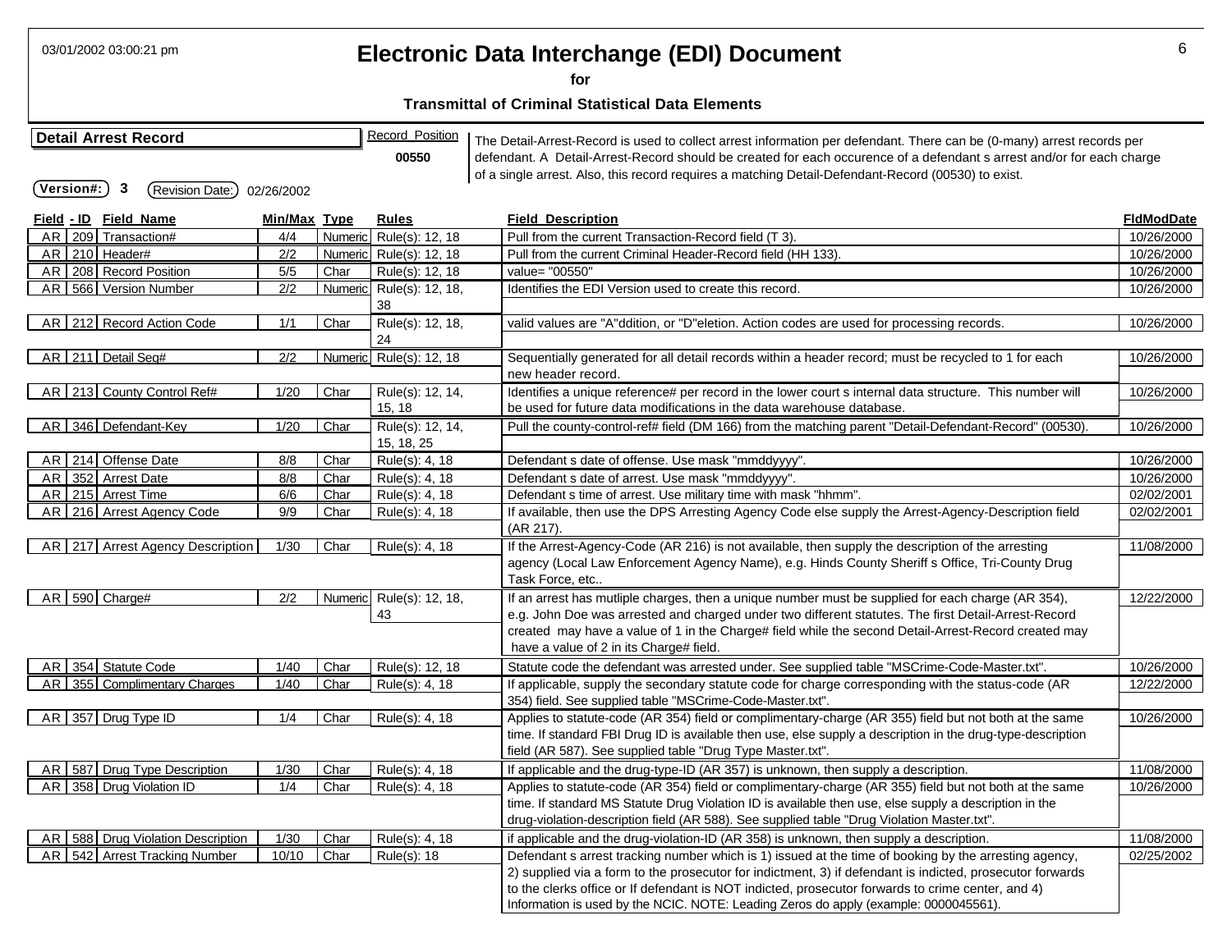# Electronic Data Interchange (EDI) Document

**for**

**Transmittal of Criminal Statistical Data Elements**

03/01/2002 03:00:21 pm

## Detail Arrest Record

Record Position: **00550**

The Detail-Arrest-Record is used to collect arrest information per defendant. There can be (0-many) arrest records per defendant. A Detail-Arrest-Record should be created for each occurence of a defendant s arrest and/or for each charge of a single arrest. Also, this record requires a matching Detail-Defendant-Record (00530) to exist.

**Version#:** 3 **Revision Date:** 02/26/2002

| Field | - ID | Field Name | Min/Max | Type | Rules | Field Description | FldModDate |
|---|---|---|---|---|---|---|---|
| AR | 209 | Transaction# | 4/4 | Numeric | Rule(s): 12, 18 | Pull from the current Transaction-Record field (T 3). | 10/26/2000 |
| AR | 210 | Header# | 2/2 | Numeric | Rule(s): 12, 18 | Pull from the current Criminal Header-Record field (HH 133). | 10/26/2000 |
| AR | 208 | Record Position | 5/5 | Char | Rule(s): 12, 18 | value= "00550" | 10/26/2000 |
| AR | 566 | Version Number | 2/2 | Numeric | Rule(s): 12, 18, 38 | Identifies the EDI Version used to create this record. | 10/26/2000 |
| AR | 212 | Record Action Code | 1/1 | Char | Rule(s): 12, 18, 24 | valid values are "A"ddition, or "D"eletion. Action codes are used for processing records. | 10/26/2000 |
| AR | 211 | Detail Seq# | 2/2 | Numeric | Rule(s): 12, 18 | Sequentially generated for all detail records within a header record; must be recycled to 1 for each new header record. | 10/26/2000 |
| AR | 213 | County Control Ref# | 1/20 | Char | Rule(s): 12, 14, 15, 18 | Identifies a unique reference# per record in the lower court s internal data structure. This number will be used for future data modifications in the data warehouse database. | 10/26/2000 |
| AR | 346 | Defendant-Key | 1/20 | Char | Rule(s): 12, 14, 15, 18, 25 | Pull the county-control-ref# field (DM 166) from the matching parent "Detail-Defendant-Record" (00530). | 10/26/2000 |
| AR | 214 | Offense Date | 8/8 | Char | Rule(s): 4, 18 | Defendant s date of offense. Use mask "mmddyyyy". | 10/26/2000 |
| AR | 352 | Arrest Date | 8/8 | Char | Rule(s): 4, 18 | Defendant s date of arrest. Use mask "mmddyyyy". | 10/26/2000 |
| AR | 215 | Arrest Time | 6/6 | Char | Rule(s): 4, 18 | Defendant s time of arrest. Use military time with mask "hhmm". | 02/02/2001 |
| AR | 216 | Arrest Agency Code | 9/9 | Char | Rule(s): 4, 18 | If available, then use the DPS Arresting Agency Code else supply the Arrest-Agency-Description field (AR 217). | 02/02/2001 |
| AR | 217 | Arrest Agency Description | 1/30 | Char | Rule(s): 4, 18 | If the Arrest-Agency-Code (AR 216) is not available, then supply the description of the arresting agency (Local Law Enforcement Agency Name), e.g. Hinds County Sheriff s Office, Tri-County Drug Task Force, etc.. | 11/08/2000 |
| AR | 590 | Charge# | 2/2 | Numeric | Rule(s): 12, 18, 43 | If an arrest has mutliple charges, then a unique number must be supplied for each charge (AR 354), e.g. John Doe was arrested and charged under two different statutes. The first Detail-Arrest-Record created may have a value of 1 in the Charge# field while the second Detail-Arrest-Record created may have a value of 2 in its Charge# field. | 12/22/2000 |
| AR | 354 | Statute Code | 1/40 | Char | Rule(s): 12, 18 | Statute code the defendant was arrested under. See supplied table "MSCrime-Code-Master.txt". | 10/26/2000 |
| AR | 355 | Complimentary Charges | 1/40 | Char | Rule(s): 4, 18 | If applicable, supply the secondary statute code for charge corresponding with the status-code (AR 354) field. See supplied table "MSCrime-Code-Master.txt". | 12/22/2000 |
| AR | 357 | Drug Type ID | 1/4 | Char | Rule(s): 4, 18 | Applies to statute-code (AR 354) field or complimentary-charge (AR 355) field but not both at the same time. If standard FBI Drug ID is available then use, else supply a description in the drug-type-description field (AR 587). See supplied table "Drug Type Master.txt". | 10/26/2000 |
| AR | 587 | Drug Type Description | 1/30 | Char | Rule(s): 4, 18 | If applicable and the drug-type-ID (AR 357) is unknown, then supply a description. | 11/08/2000 |
| AR | 358 | Drug Violation ID | 1/4 | Char | Rule(s): 4, 18 | Applies to statute-code (AR 354) field or complimentary-charge (AR 355) field but not both at the same time. If standard MS Statute Drug Violation ID is available then use, else supply a description in the drug-violation-description field (AR 588). See supplied table "Drug Violation Master.txt". | 10/26/2000 |
| AR | 588 | Drug Violation Description | 1/30 | Char | Rule(s): 4, 18 | if applicable and the drug-violation-ID (AR 358) is unknown, then supply a description. | 11/08/2000 |
| AR | 542 | Arrest Tracking Number | 10/10 | Char | Rule(s): 18 | Defendant s arrest tracking number which is 1) issued at the time of booking by the arresting agency, 2) supplied via a form to the prosecutor for indictment, 3) if defendant is indicted, prosecutor forwards to the clerks office or If defendant is NOT indicted, prosecutor forwards to crime center, and 4) Information is used by the NCIC. NOTE: Leading Zeros do apply (example: 0000045561). | 02/25/2002 |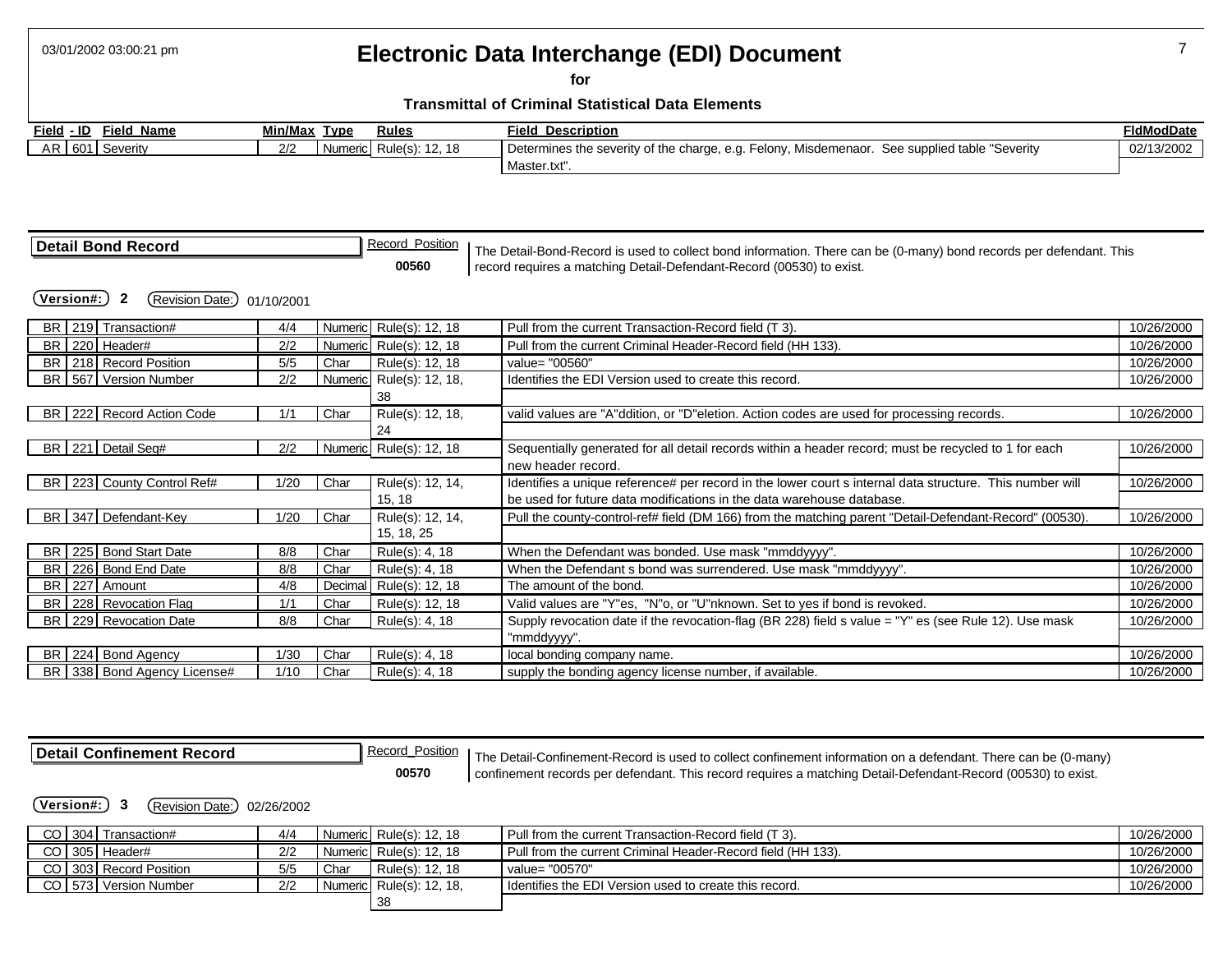| Field | ID | Field Name | Min/Max | Type | Rules | Field Description | FldModDate |
|---|---|---|---|---|---|---|---|
| AR | 601 | Severity | 2/2 | Numeric | Rule(s): 12, 18 | Determines the severity of the charge, e.g. Felony, Misdemenaor. See supplied table "Severity Master.txt". | 02/13/2002 |

## Detail Bond Record

Record Position **00560**

The Detail-Bond-Record is used to collect bond information. There can be (0-many) bond records per defendant. This record requires a matching Detail-Defendant-Record (00530) to exist.

**Version#: 2** Revision Date: 01/10/2001

| Field | ID | Field Name | Min/Max | Type | Rules | Field Description | FldModDate |
|---|---|---|---|---|---|---|---|
| BR | 219 | Transaction# | 4/4 | Numeric | Rule(s): 12, 18 | Pull from the current Transaction-Record field (T 3). | 10/26/2000 |
| BR | 220 | Header# | 2/2 | Numeric | Rule(s): 12, 18 | Pull from the current Criminal Header-Record field (HH 133). | 10/26/2000 |
| BR | 218 | Record Position | 5/5 | Char | Rule(s): 12, 18 | value= "00560" | 10/26/2000 |
| BR | 567 | Version Number | 2/2 | Numeric | Rule(s): 12, 18, 38 | Identifies the EDI Version used to create this record. | 10/26/2000 |
| BR | 222 | Record Action Code | 1/1 | Char | Rule(s): 12, 18, 24 | valid values are "A"ddition, or "D"eletion. Action codes are used for processing records. | 10/26/2000 |
| BR | 221 | Detail Seq# | 2/2 | Numeric | Rule(s): 12, 18 | Sequentially generated for all detail records within a header record; must be recycled to 1 for each new header record. | 10/26/2000 |
| BR | 223 | County Control Ref# | 1/20 | Char | Rule(s): 12, 14, 15, 18 | Identifies a unique reference# per record in the lower court s internal data structure. This number will be used for future data modifications in the data warehouse database. | 10/26/2000 |
| BR | 347 | Defendant-Key | 1/20 | Char | Rule(s): 12, 14, 15, 18, 25 | Pull the county-control-ref# field (DM 166) from the matching parent "Detail-Defendant-Record" (00530). | 10/26/2000 |
| BR | 225 | Bond Start Date | 8/8 | Char | Rule(s): 4, 18 | When the Defendant was bonded. Use mask "mmddyyyy". | 10/26/2000 |
| BR | 226 | Bond End Date | 8/8 | Char | Rule(s): 4, 18 | When the Defendant s bond was surrendered. Use mask "mmddyyyy". | 10/26/2000 |
| BR | 227 | Amount | 4/8 | Decimal | Rule(s): 12, 18 | The amount of the bond. | 10/26/2000 |
| BR | 228 | Revocation Flag | 1/1 | Char | Rule(s): 12, 18 | Valid values are "Y"es, "N"o, or "U"nknown. Set to yes if bond is revoked. | 10/26/2000 |
| BR | 229 | Revocation Date | 8/8 | Char | Rule(s): 4, 18 | Supply revocation date if the revocation-flag (BR 228) field s value = "Y" es (see Rule 12). Use mask "mmddyyyy". | 10/26/2000 |
| BR | 224 | Bond Agency | 1/30 | Char | Rule(s): 4, 18 | local bonding company name. | 10/26/2000 |
| BR | 338 | Bond Agency License# | 1/10 | Char | Rule(s): 4, 18 | supply the bonding agency license number, if available. | 10/26/2000 |

## Detail Confinement Record

Record Position **00570**

The Detail-Confinement-Record is used to collect confinement information on a defendant. There can be (0-many) confinement records per defendant. This record requires a matching Detail-Defendant-Record (00530) to exist.

**Version#: 3** Revision Date: 02/26/2002

| Field | ID | Field Name | Min/Max | Type | Rules | Field Description | FldModDate |
|---|---|---|---|---|---|---|---|
| CO | 304 | Transaction# | 4/4 | Numeric | Rule(s): 12, 18 | Pull from the current Transaction-Record field (T 3). | 10/26/2000 |
| CO | 305 | Header# | 2/2 | Numeric | Rule(s): 12, 18 | Pull from the current Criminal Header-Record field (HH 133). | 10/26/2000 |
| CO | 303 | Record Position | 5/5 | Char | Rule(s): 12, 18 | value= "00570" | 10/26/2000 |
| CO | 573 | Version Number | 2/2 | Numeric | Rule(s): 12, 18, 38 | Identifies the EDI Version used to create this record. | 10/26/2000 |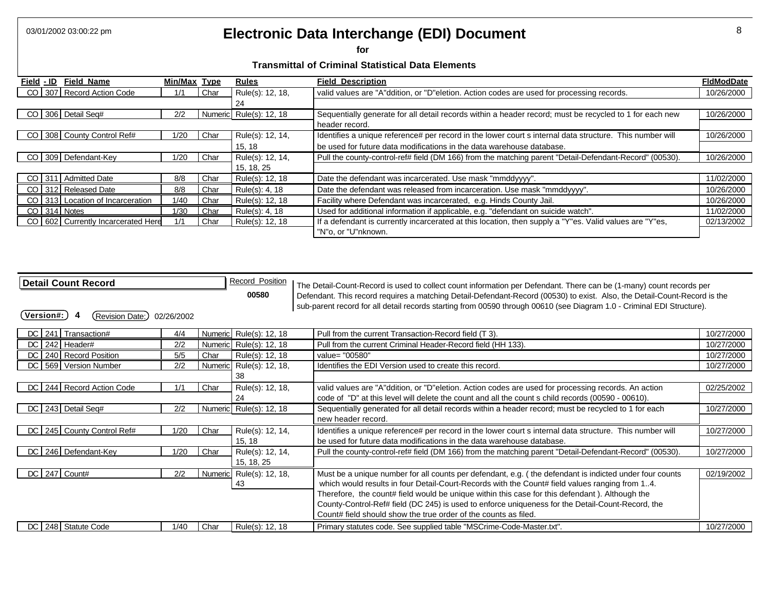# Electronic Data Interchange (EDI) Document

**for**

**Transmittal of Criminal Statistical Data Elements**

03/01/2002 03:00:22 pm

| Field | - ID | Field Name | Min/Max | Type | Rules | Field Description | FldModDate |
|---|---|---|---|---|---|---|---|
| CO | 307 | Record Action Code | 1/1 | Char | Rule(s): 12, 18, 24 | valid values are "A"ddition, or "D"eletion. Action codes are used for processing records. | 10/26/2000 |
| CO | 306 | Detail Seq# | 2/2 | Numeric | Rule(s): 12, 18 | Sequentially generate for all detail records within a header record; must be recycled to 1 for each new header record. | 10/26/2000 |
| CO | 308 | County Control Ref# | 1/20 | Char | Rule(s): 12, 14, 15, 18 | Identifies a unique reference# per record in the lower court s internal data structure. This number will be used for future data modifications in the data warehouse database. | 10/26/2000 |
| CO | 309 | Defendant-Key | 1/20 | Char | Rule(s): 12, 14, 15, 18, 25 | Pull the county-control-ref# field (DM 166) from the matching parent "Detail-Defendant-Record" (00530). | 10/26/2000 |
| CO | 311 | Admitted Date | 8/8 | Char | Rule(s): 12, 18 | Date the defendant was incarcerated. Use mask "mmddyyyy". | 11/02/2000 |
| CO | 312 | Released Date | 8/8 | Char | Rule(s): 4, 18 | Date the defendant was released from incarceration. Use mask "mmddyyyy". | 10/26/2000 |
| CO | 313 | Location of Incarceration | 1/40 | Char | Rule(s): 12, 18 | Facility where Defendant was incarcerated, e.g. Hinds County Jail. | 10/26/2000 |
| CO | 314 | Notes | 1/30 | Char | Rule(s): 4, 18 | Used for additional information if applicable, e.g. "defendant on suicide watch". | 11/02/2000 |
| CO | 602 | Currently Incarcerated Here | 1/1 | Char | Rule(s): 12, 18 | If a defendant is currently incarcerated at this location, then supply a "Y"es. Valid values are "Y"es, "N"o, or "U"nknown. | 02/13/2002 |

## Detail Count Record

Record Position: **00580**

**Version#:** 4  Revision Date: 02/26/2002

The Detail-Count-Record is used to collect count information per Defendant. There can be (1-many) count records per Defendant. This record requires a matching Detail-Defendant-Record (00530) to exist. Also, the Detail-Count-Record is the sub-parent record for all detail records starting from 00590 through 00610 (see Diagram 1.0 - Criminal EDI Structure).

| Field | - ID | Field Name | Min/Max | Type | Rules | Field Description | FldModDate |
|---|---|---|---|---|---|---|---|
| DC | 241 | Transaction# | 4/4 | Numeric | Rule(s): 12, 18 | Pull from the current Transaction-Record field (T 3). | 10/27/2000 |
| DC | 242 | Header# | 2/2 | Numeric | Rule(s): 12, 18 | Pull from the current Criminal Header-Record field (HH 133). | 10/27/2000 |
| DC | 240 | Record Position | 5/5 | Char | Rule(s): 12, 18 | value= "00580" | 10/27/2000 |
| DC | 569 | Version Number | 2/2 | Numeric | Rule(s): 12, 18, 38 | Identifies the EDI Version used to create this record. | 10/27/2000 |
| DC | 244 | Record Action Code | 1/1 | Char | Rule(s): 12, 18, 24 | valid values are "A"ddition, or "D"eletion. Action codes are used for processing records. An action code of "D" at this level will delete the count and all the count s child records (00590 - 00610). | 02/25/2002 |
| DC | 243 | Detail Seq# | 2/2 | Numeric | Rule(s): 12, 18 | Sequentially generated for all detail records within a header record; must be recycled to 1 for each new header record. | 10/27/2000 |
| DC | 245 | County Control Ref# | 1/20 | Char | Rule(s): 12, 14, 15, 18 | Identifies a unique reference# per record in the lower court s internal data structure. This number will be used for future data modifications in the data warehouse database. | 10/27/2000 |
| DC | 246 | Defendant-Key | 1/20 | Char | Rule(s): 12, 14, 15, 18, 25 | Pull the county-control-ref# field (DM 166) from the matching parent "Detail-Defendant-Record" (00530). | 10/27/2000 |
| DC | 247 | Count# | 2/2 | Numeric | Rule(s): 12, 18, 43 | Must be a unique number for all counts per defendant, e.g. ( the defendant is indicted under four counts which would results in four Detail-Court-Records with the Count# field values ranging from 1..4. Therefore, the count# field would be unique within this case for this defendant ). Although the County-Control-Ref# field (DC 245) is used to enforce uniqueness for the Detail-Count-Record, the Count# field should show the true order of the counts as filed. | 02/19/2002 |
| DC | 248 | Statute Code | 1/40 | Char | Rule(s): 12, 18 | Primary statutes code. See supplied table "MSCrime-Code-Master.txt". | 10/27/2000 |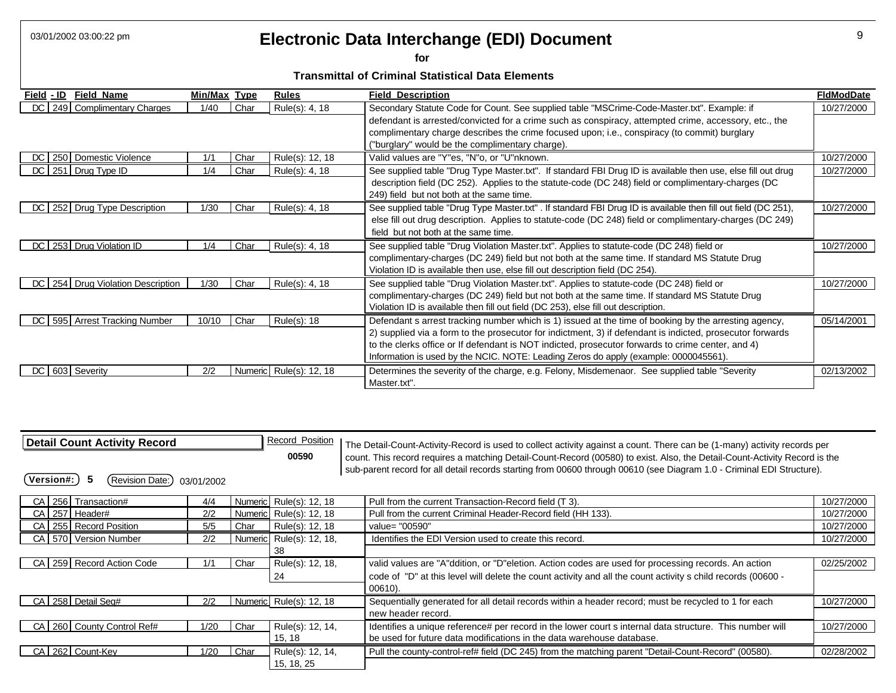# Electronic Data Interchange (EDI) Document

**for**

**Transmittal of Criminal Statistical Data Elements**

| Field | ID | Field Name | Min/Max | Type | Rules | Field Description | FldModDate |
|---|---|---|---|---|---|---|---|
| DC | 249 | Complimentary Charges | 1/40 | Char | Rule(s): 4, 18 | Secondary Statute Code for Count. See supplied table "MSCrime-Code-Master.txt". Example: if defendant is arrested/convicted for a crime such as conspiracy, attempted crime, accessory, etc., the complimentary charge describes the crime focused upon; i.e., conspiracy (to commit) burglary ("burglary" would be the complimentary charge). | 10/27/2000 |
| DC | 250 | Domestic Violence | 1/1 | Char | Rule(s): 12, 18 | Valid values are "Y"es, "N"o, or "U"nknown. | 10/27/2000 |
| DC | 251 | Drug Type ID | 1/4 | Char | Rule(s): 4, 18 | See supplied table "Drug Type Master.txt". If standard FBI Drug ID is available then use, else fill out drug description field (DC 252). Applies to the statute-code (DC 248) field or complimentary-charges (DC 249) field but not both at the same time. | 10/27/2000 |
| DC | 252 | Drug Type Description | 1/30 | Char | Rule(s): 4, 18 | See supplied table "Drug Type Master.txt" . If standard FBI Drug ID is available then fill out field (DC 251), else fill out drug description. Applies to statute-code (DC 248) field or complimentary-charges (DC 249) field but not both at the same time. | 10/27/2000 |
| DC | 253 | Drug Violation ID | 1/4 | Char | Rule(s): 4, 18 | See supplied table "Drug Violation Master.txt". Applies to statute-code (DC 248) field or complimentary-charges (DC 249) field but not both at the same time. If standard MS Statute Drug Violation ID is available then use, else fill out description field (DC 254). | 10/27/2000 |
| DC | 254 | Drug Violation Description | 1/30 | Char | Rule(s): 4, 18 | See supplied table "Drug Violation Master.txt". Applies to statute-code (DC 248) field or complimentary-charges (DC 249) field but not both at the same time. If standard MS Statute Drug Violation ID is available then fill out field (DC 253), else fill out description. | 10/27/2000 |
| DC | 595 | Arrest Tracking Number | 10/10 | Char | Rule(s): 18 | Defendant s arrest tracking number which is 1) issued at the time of booking by the arresting agency, 2) supplied via a form to the prosecutor for indictment, 3) if defendant is indicted, prosecutor forwards to the clerks office or If defendant is NOT indicted, prosecutor forwards to crime center, and 4) Information is used by the NCIC. NOTE: Leading Zeros do apply (example: 0000045561). | 05/14/2001 |
| DC | 603 | Severity | 2/2 | Numeric | Rule(s): 12, 18 | Determines the severity of the charge, e.g. Felony, Misdemenaor. See supplied table "Severity Master.txt". | 02/13/2002 |

## Detail Count Activity Record

**Record Position:** 00590

**Version#:** 5 **Revision Date:** 03/01/2002

The Detail-Count-Activity-Record is used to collect activity against a count. There can be (1-many) activity records per count. This record requires a matching Detail-Count-Record (00580) to exist. Also, the Detail-Count-Activity Record is the sub-parent record for all detail records starting from 00600 through 00610 (see Diagram 1.0 - Criminal EDI Structure).

| Field | ID | Field Name | Min/Max | Type | Rules | Field Description | FldModDate |
|---|---|---|---|---|---|---|---|
| CA | 256 | Transaction# | 4/4 | Numeric | Rule(s): 12, 18 | Pull from the current Transaction-Record field (T 3). | 10/27/2000 |
| CA | 257 | Header# | 2/2 | Numeric | Rule(s): 12, 18 | Pull from the current Criminal Header-Record field (HH 133). | 10/27/2000 |
| CA | 255 | Record Position | 5/5 | Char | Rule(s): 12, 18 | value= "00590" | 10/27/2000 |
| CA | 570 | Version Number | 2/2 | Numeric | Rule(s): 12, 18, 38 | Identifies the EDI Version used to create this record. | 10/27/2000 |
| CA | 259 | Record Action Code | 1/1 | Char | Rule(s): 12, 18, 24 | valid values are "A"ddition, or "D"eletion. Action codes are used for processing records. An action code of "D" at this level will delete the count activity and all the count activity s child records (00600 - 00610). | 02/25/2002 |
| CA | 258 | Detail Seq# | 2/2 | Numeric | Rule(s): 12, 18 | Sequentially generated for all detail records within a header record; must be recycled to 1 for each new header record. | 10/27/2000 |
| CA | 260 | County Control Ref# | 1/20 | Char | Rule(s): 12, 14, 15, 18 | Identifies a unique reference# per record in the lower court s internal data structure. This number will be used for future data modifications in the data warehouse database. | 10/27/2000 |
| CA | 262 | Count-Key | 1/20 | Char | Rule(s): 12, 14, 15, 18, 25 | Pull the county-control-ref# field (DC 245) from the matching parent "Detail-Count-Record" (00580). | 02/28/2002 |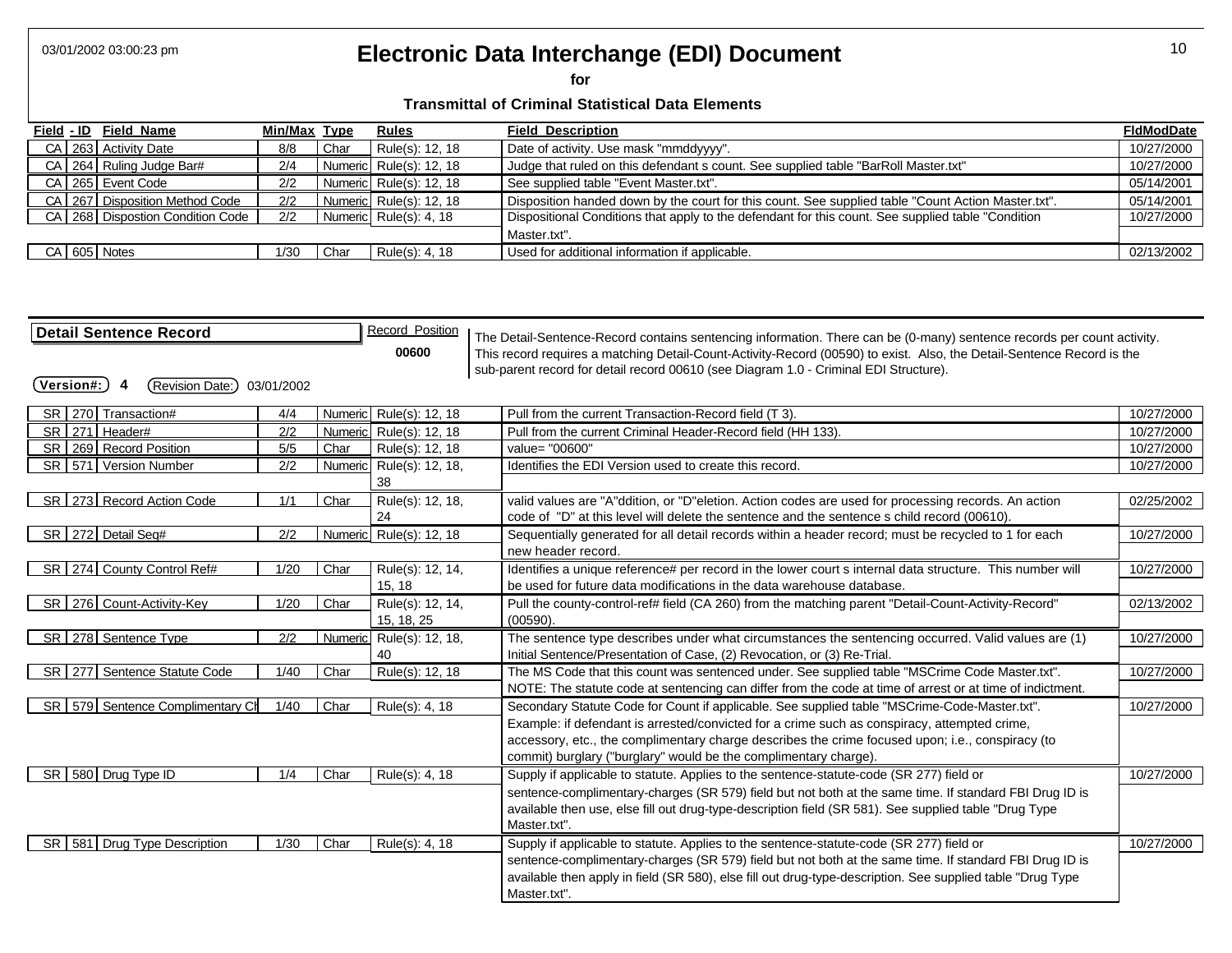# Electronic Data Interchange (EDI) Document

**for**

**Transmittal of Criminal Statistical Data Elements**

| Field | - ID | Field Name | Min/Max | Type | Rules | Field Description | FldModDate |
|---|---|---|---|---|---|---|---|
| CA | 263 | Activity Date | 8/8 | Char | Rule(s): 12, 18 | Date of activity. Use mask "mmddyyyy". | 10/27/2000 |
| CA | 264 | Ruling Judge Bar# | 2/4 | Numeric | Rule(s): 12, 18 | Judge that ruled on this defendant s count. See supplied table "BarRoll Master.txt" | 10/27/2000 |
| CA | 265 | Event Code | 2/2 | Numeric | Rule(s): 12, 18 | See supplied table "Event Master.txt". | 05/14/2001 |
| CA | 267 | Disposition Method Code | 2/2 | Numeric | Rule(s): 12, 18 | Disposition handed down by the court for this count. See supplied table "Count Action Master.txt". | 05/14/2001 |
| CA | 268 | Dispostion Condition Code | 2/2 | Numeric | Rule(s): 4, 18 | Dispositional Conditions that apply to the defendant for this count. See supplied table "Condition Master.txt". | 10/27/2000 |
| CA | 605 | Notes | 1/30 | Char | Rule(s): 4, 18 | Used for additional information if applicable. | 02/13/2002 |

## Detail Sentence Record

Record Position: **00600**

The Detail-Sentence-Record contains sentencing information. There can be (0-many) sentence records per count activity. This record requires a matching Detail-Count-Activity-Record (00590) to exist. Also, the Detail-Sentence Record is the sub-parent record for detail record 00610 (see Diagram 1.0 - Criminal EDI Structure).

**Version#:** 4 **Revision Date:** 03/01/2002

| Field | - ID | Field Name | Min/Max | Type | Rules | Field Description | FldModDate |
|---|---|---|---|---|---|---|---|
| SR | 270 | Transaction# | 4/4 | Numeric | Rule(s): 12, 18 | Pull from the current Transaction-Record field (T 3). | 10/27/2000 |
| SR | 271 | Header# | 2/2 | Numeric | Rule(s): 12, 18 | Pull from the current Criminal Header-Record field (HH 133). | 10/27/2000 |
| SR | 269 | Record Position | 5/5 | Char | Rule(s): 12, 18 | value= "00600" | 10/27/2000 |
| SR | 571 | Version Number | 2/2 | Numeric | Rule(s): 12, 18, 38 | Identifies the EDI Version used to create this record. | 10/27/2000 |
| SR | 273 | Record Action Code | 1/1 | Char | Rule(s): 12, 18, 24 | valid values are "A"ddition, or "D"eletion. Action codes are used for processing records. An action code of "D" at this level will delete the sentence and the sentence s child record (00610). | 02/25/2002 |
| SR | 272 | Detail Seq# | 2/2 | Numeric | Rule(s): 12, 18 | Sequentially generated for all detail records within a header record; must be recycled to 1 for each new header record. | 10/27/2000 |
| SR | 274 | County Control Ref# | 1/20 | Char | Rule(s): 12, 14, 15, 18 | Identifies a unique reference# per record in the lower court s internal data structure. This number will be used for future data modifications in the data warehouse database. | 10/27/2000 |
| SR | 276 | Count-Activity-Key | 1/20 | Char | Rule(s): 12, 14, 15, 18, 25 | Pull the county-control-ref# field (CA 260) from the matching parent "Detail-Count-Activity-Record" (00590). | 02/13/2002 |
| SR | 278 | Sentence Type | 2/2 | Numeric | Rule(s): 12, 18, 40 | The sentence type describes under what circumstances the sentencing occurred. Valid values are (1) Initial Sentence/Presentation of Case, (2) Revocation, or (3) Re-Trial. | 10/27/2000 |
| SR | 277 | Sentence Statute Code | 1/40 | Char | Rule(s): 12, 18 | The MS Code that this count was sentenced under. See supplied table "MSCrime Code Master.txt". NOTE: The statute code at sentencing can differ from the code at time of arrest or at time of indictment. | 10/27/2000 |
| SR | 579 | Sentence Complimentary Ch | 1/40 | Char | Rule(s): 4, 18 | Secondary Statute Code for Count if applicable. See supplied table "MSCrime-Code-Master.txt". Example: if defendant is arrested/convicted for a crime such as conspiracy, attempted crime, accessory, etc., the complimentary charge describes the crime focused upon; i.e., conspiracy (to commit) burglary ("burglary" would be the complimentary charge). | 10/27/2000 |
| SR | 580 | Drug Type ID | 1/4 | Char | Rule(s): 4, 18 | Supply if applicable to statute. Applies to the sentence-statute-code (SR 277) field or sentence-complimentary-charges (SR 579) field but not both at the same time. If standard FBI Drug ID is available then use, else fill out drug-type-description field (SR 581). See supplied table "Drug Type Master.txt". | 10/27/2000 |
| SR | 581 | Drug Type Description | 1/30 | Char | Rule(s): 4, 18 | Supply if applicable to statute. Applies to the sentence-statute-code (SR 277) field or sentence-complimentary-charges (SR 579) field but not both at the same time. If standard FBI Drug ID is available then apply in field (SR 580), else fill out drug-type-description. See supplied table "Drug Type Master.txt". | 10/27/2000 |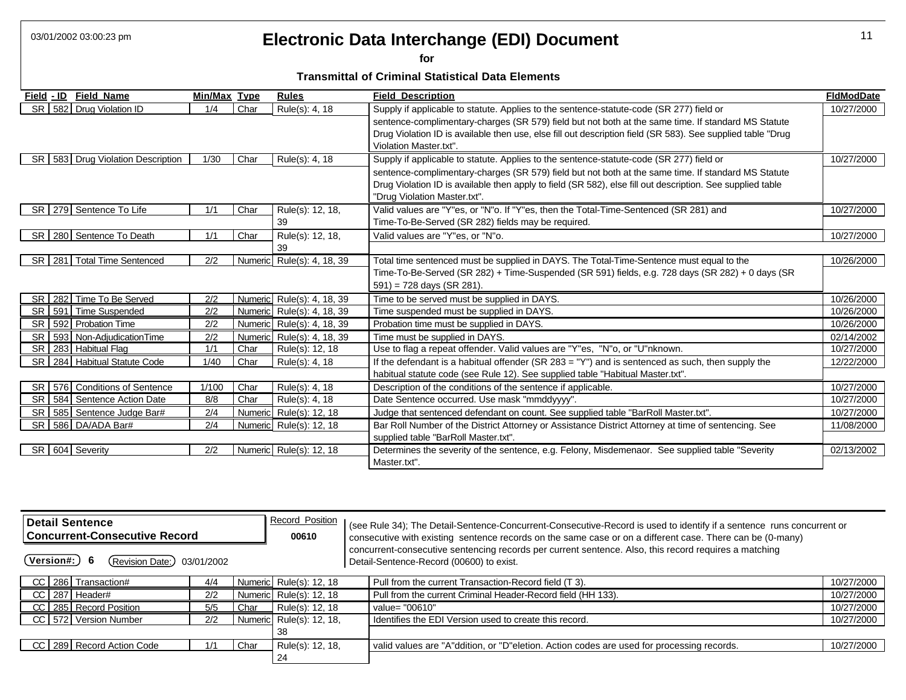| Field | - ID | Field Name | Min/Max | Type | Rules | Field Description | FldModDate |
|---|---|---|---|---|---|---|---|
| SR | 582 | Drug Violation ID | 1/4 | Char | Rule(s): 4, 18 | Supply if applicable to statute. Applies to the sentence-statute-code (SR 277) field or sentence-complimentary-charges (SR 579) field but not both at the same time. If standard MS Statute Drug Violation ID is available then use, else fill out description field (SR 583). See supplied table "Drug Violation Master.txt". | 10/27/2000 |
| SR | 583 | Drug Violation Description | 1/30 | Char | Rule(s): 4, 18 | Supply if applicable to statute. Applies to the sentence-statute-code (SR 277) field or sentence-complimentary-charges (SR 579) field but not both at the same time. If standard MS Statute Drug Violation ID is available then apply to field (SR 582), else fill out description. See supplied table "Drug Violation Master.txt". | 10/27/2000 |
| SR | 279 | Sentence To Life | 1/1 | Char | Rule(s): 12, 18, 39 | Valid values are "Y"es, or "N"o. If "Y"es, then the Total-Time-Sentenced (SR 281) and Time-To-Be-Served (SR 282) fields may be required. | 10/27/2000 |
| SR | 280 | Sentence To Death | 1/1 | Char | Rule(s): 12, 18, 39 | Valid values are "Y"es, or "N"o. | 10/27/2000 |
| SR | 281 | Total Time Sentenced | 2/2 | Numeric | Rule(s): 4, 18, 39 | Total time sentenced must be supplied in DAYS. The Total-Time-Sentence must equal to the Time-To-Be-Served (SR 282) + Time-Suspended (SR 591) fields, e.g. 728 days (SR 282) + 0 days (SR 591) = 728 days (SR 281). | 10/26/2000 |
| SR | 282 | Time To Be Served | 2/2 | Numeric | Rule(s): 4, 18, 39 | Time to be served must be supplied in DAYS. | 10/26/2000 |
| SR | 591 | Time Suspended | 2/2 | Numeric | Rule(s): 4, 18, 39 | Time suspended must be supplied in DAYS. | 10/26/2000 |
| SR | 592 | Probation Time | 2/2 | Numeric | Rule(s): 4, 18, 39 | Probation time must be supplied in DAYS. | 10/26/2000 |
| SR | 593 | Non-AdjudicationTime | 2/2 | Numeric | Rule(s): 4, 18, 39 | Time must be supplied in DAYS. | 02/14/2002 |
| SR | 283 | Habitual Flag | 1/1 | Char | Rule(s): 12, 18 | Use to flag a repeat offender. Valid values are "Y"es, "N"o, or "U"nknown. | 10/27/2000 |
| SR | 284 | Habitual Statute Code | 1/40 | Char | Rule(s): 4, 18 | If the defendant is a habitual offender (SR 283 = "Y") and is sentenced as such, then supply the habitual statute code (see Rule 12). See supplied table "Habitual Master.txt". | 12/22/2000 |
| SR | 576 | Conditions of Sentence | 1/100 | Char | Rule(s): 4, 18 | Description of the conditions of the sentence if applicable. | 10/27/2000 |
| SR | 584 | Sentence Action Date | 8/8 | Char | Rule(s): 4, 18 | Date Sentence occurred. Use mask "mmddyyyy". | 10/27/2000 |
| SR | 585 | Sentence Judge Bar# | 2/4 | Numeric | Rule(s): 12, 18 | Judge that sentenced defendant on count. See supplied table "BarRoll Master.txt". | 10/27/2000 |
| SR | 586 | DA/ADA Bar# | 2/4 | Numeric | Rule(s): 12, 18 | Bar Roll Number of the District Attorney or Assistance District Attorney at time of sentencing. See supplied table "BarRoll Master.txt". | 11/08/2000 |
| SR | 604 | Severity | 2/2 | Numeric | Rule(s): 12, 18 | Determines the severity of the sentence, e.g. Felony, Misdemenaor. See supplied table "Severity Master.txt". | 02/13/2002 |

## Detail Sentence Concurrent-Consecutive Record

**Record Position:** 00610

**Version#:** 6 **Revision Date:** 03/01/2002

(see Rule 34); The Detail-Sentence-Concurrent-Consecutive-Record is used to identify if a sentence runs concurrent or consecutive with existing sentence records on the same case or on a different case. There can be (0-many) concurrent-consecutive sentencing records per current sentence. Also, this record requires a matching Detail-Sentence-Record (00600) to exist.

| Field | - ID | Field Name | Min/Max | Type | Rules | Field Description | FldModDate |
|---|---|---|---|---|---|---|---|
| CC | 286 | Transaction# | 4/4 | Numeric | Rule(s): 12, 18 | Pull from the current Transaction-Record field (T 3). | 10/27/2000 |
| CC | 287 | Header# | 2/2 | Numeric | Rule(s): 12, 18 | Pull from the current Criminal Header-Record field (HH 133). | 10/27/2000 |
| CC | 285 | Record Position | 5/5 | Char | Rule(s): 12, 18 | value= "00610" | 10/27/2000 |
| CC | 572 | Version Number | 2/2 | Numeric | Rule(s): 12, 18, 38 | Identifies the EDI Version used to create this record. | 10/27/2000 |
| CC | 289 | Record Action Code | 1/1 | Char | Rule(s): 12, 18, 24 | valid values are "A"ddition, or "D"eletion. Action codes are used for processing records. | 10/27/2000 |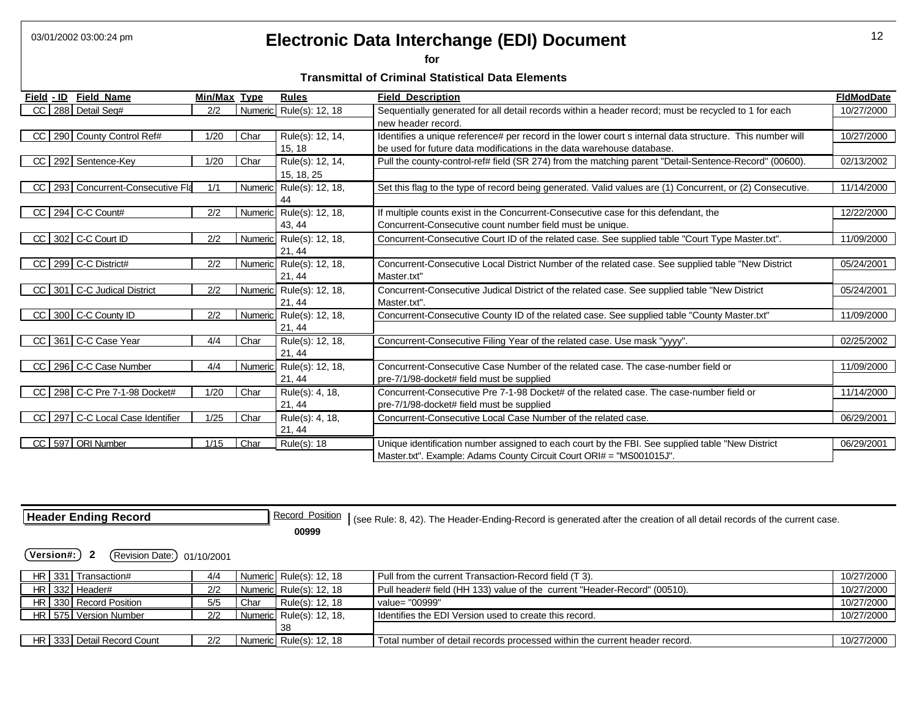# Electronic Data Interchange (EDI) Document

**for**

**Transmittal of Criminal Statistical Data Elements**

| Field | - ID | Field Name | Min/Max | Type | Rules | Field Description | FldModDate |
|---|---|---|---|---|---|---|---|
| CC | 288 | Detail Seq# | 2/2 | Numeric | Rule(s): 12, 18 | Sequentially generated for all detail records within a header record; must be recycled to 1 for each new header record. | 10/27/2000 |
| CC | 290 | County Control Ref# | 1/20 | Char | Rule(s): 12, 14, 15, 18 | Identifies a unique reference# per record in the lower court s internal data structure. This number will be used for future data modifications in the data warehouse database. | 10/27/2000 |
| CC | 292 | Sentence-Key | 1/20 | Char | Rule(s): 12, 14, 15, 18, 25 | Pull the county-control-ref# field (SR 274) from the matching parent "Detail-Sentence-Record" (00600). | 02/13/2002 |
| CC | 293 | Concurrent-Consecutive Fla | 1/1 | Numeric | Rule(s): 12, 18, 44 | Set this flag to the type of record being generated. Valid values are (1) Concurrent, or (2) Consecutive. | 11/14/2000 |
| CC | 294 | C-C Count# | 2/2 | Numeric | Rule(s): 12, 18, 43, 44 | If multiple counts exist in the Concurrent-Consecutive case for this defendant, the Concurrent-Consecutive count number field must be unique. | 12/22/2000 |
| CC | 302 | C-C Court ID | 2/2 | Numeric | Rule(s): 12, 18, 21, 44 | Concurrent-Consecutive Court ID of the related case. See supplied table "Court Type Master.txt". | 11/09/2000 |
| CC | 299 | C-C District# | 2/2 | Numeric | Rule(s): 12, 18, 21, 44 | Concurrent-Consecutive Local District Number of the related case. See supplied table "New District Master.txt" | 05/24/2001 |
| CC | 301 | C-C Judical District | 2/2 | Numeric | Rule(s): 12, 18, 21, 44 | Concurrent-Consecutive Judical District of the related case. See supplied table "New District Master.txt". | 05/24/2001 |
| CC | 300 | C-C County ID | 2/2 | Numeric | Rule(s): 12, 18, 21, 44 | Concurrent-Consecutive County ID of the related case. See supplied table "County Master.txt" | 11/09/2000 |
| CC | 361 | C-C Case Year | 4/4 | Char | Rule(s): 12, 18, 21, 44 | Concurrent-Consecutive Filing Year of the related case. Use mask "yyyy". | 02/25/2002 |
| CC | 296 | C-C Case Number | 4/4 | Numeric | Rule(s): 12, 18, 21, 44 | Concurrent-Consecutive Case Number of the related case. The case-number field or pre-7/1/98-docket# field must be supplied | 11/09/2000 |
| CC | 298 | C-C Pre 7-1-98 Docket# | 1/20 | Char | Rule(s): 4, 18, 21, 44 | Concurrent-Consecutive Pre 7-1-98 Docket# of the related case. The case-number field or pre-7/1/98-docket# field must be supplied | 11/14/2000 |
| CC | 297 | C-C Local Case Identifier | 1/25 | Char | Rule(s): 4, 18, 21, 44 | Concurrent-Consecutive Local Case Number of the related case. | 06/29/2001 |
| CC | 597 | ORI Number | 1/15 | Char | Rule(s): 18 | Unique identification number assigned to each court by the FBI. See supplied table "New District Master.txt". Example: Adams County Circuit Court ORI# = "MS001015J". | 06/29/2001 |

## Header Ending Record

Record Position **00999**

(see Rule: 8, 42). The Header-Ending-Record is generated after the creation of all detail records of the current case.

**Version#: 2** Revision Date: 01/10/2001

| Field | - ID | Field Name | Min/Max | Type | Rules | Field Description | FldModDate |
|---|---|---|---|---|---|---|---|
| HR | 331 | Transaction# | 4/4 | Numeric | Rule(s): 12, 18 | Pull from the current Transaction-Record field (T 3). | 10/27/2000 |
| HR | 332 | Header# | 2/2 | Numeric | Rule(s): 12, 18 | Pull header# field (HH 133) value of the current "Header-Record" (00510). | 10/27/2000 |
| HR | 330 | Record Position | 5/5 | Char | Rule(s): 12, 18 | value= "00999" | 10/27/2000 |
| HR | 575 | Version Number | 2/2 | Numeric | Rule(s): 12, 18, 38 | Identifies the EDI Version used to create this record. | 10/27/2000 |
| HR | 333 | Detail Record Count | 2/2 | Numeric | Rule(s): 12, 18 | Total number of detail records processed within the current header record. | 10/27/2000 |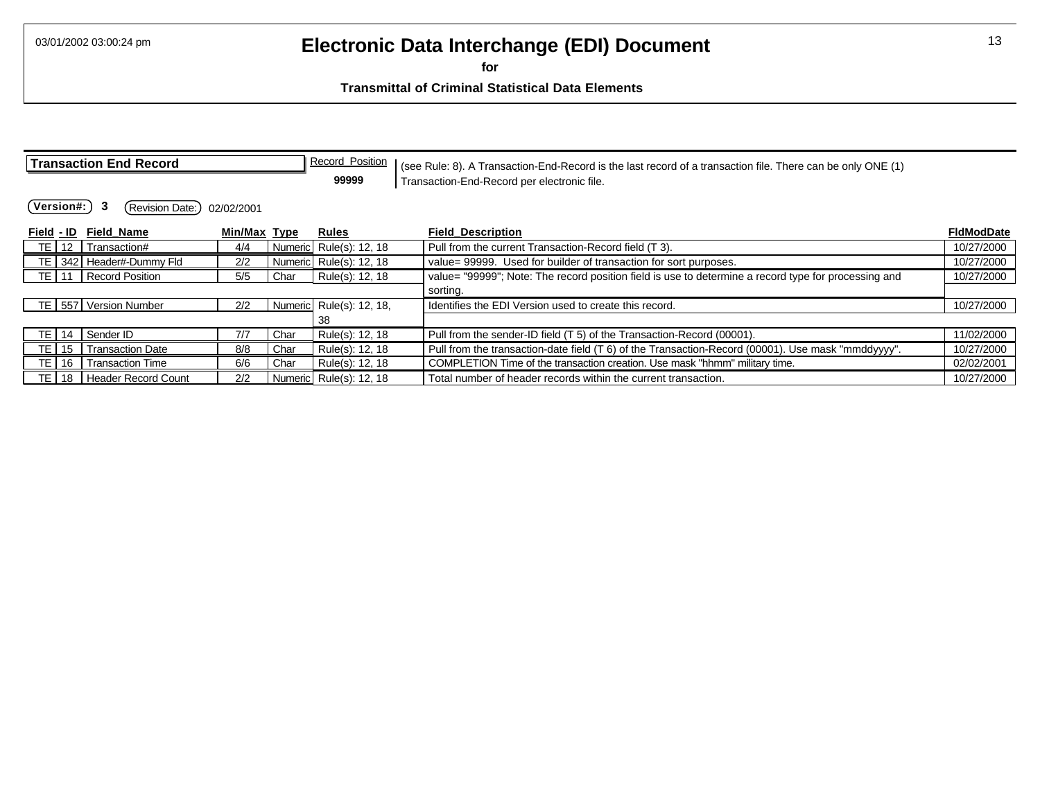# Electronic Data Interchange (EDI) Document

**for**

**Transmittal of Criminal Statistical Data Elements**

## Transaction End Record

Record_Position **99999**

(see Rule: 8). A Transaction-End-Record is the last record of a transaction file. There can be only ONE (1) Transaction-End-Record per electronic file.

**Version#:** 3 Revision Date: 02/02/2001

| Field | - ID | Field_Name | Min/Max | Type | Rules | Field_Description | FldModDate |
|---|---|---|---|---|---|---|---|
| TE | 12 | Transaction# | 4/4 | Numeric | Rule(s): 12, 18 | Pull from the current Transaction-Record field (T 3). | 10/27/2000 |
| TE | 342 | Header#-Dummy Fld | 2/2 | Numeric | Rule(s): 12, 18 | value= 99999. Used for builder of transaction for sort purposes. | 10/27/2000 |
| TE | 11 | Record Position | 5/5 | Char | Rule(s): 12, 18 | value= "99999"; Note: The record position field is use to determine a record type for processing and sorting. | 10/27/2000 |
| TE | 557 | Version Number | 2/2 | Numeric | Rule(s): 12, 18, 38 | Identifies the EDI Version used to create this record. | 10/27/2000 |
| TE | 14 | Sender ID | 7/7 | Char | Rule(s): 12, 18 | Pull from the sender-ID field (T 5) of the Transaction-Record (00001). | 11/02/2000 |
| TE | 15 | Transaction Date | 8/8 | Char | Rule(s): 12, 18 | Pull from the transaction-date field (T 6) of the Transaction-Record (00001). Use mask "mmddyyyy". | 10/27/2000 |
| TE | 16 | Transaction Time | 6/6 | Char | Rule(s): 12, 18 | COMPLETION Time of the transaction creation. Use mask "hhmm" military time. | 02/02/2001 |
| TE | 18 | Header Record Count | 2/2 | Numeric | Rule(s): 12, 18 | Total number of header records within the current transaction. | 10/27/2000 |